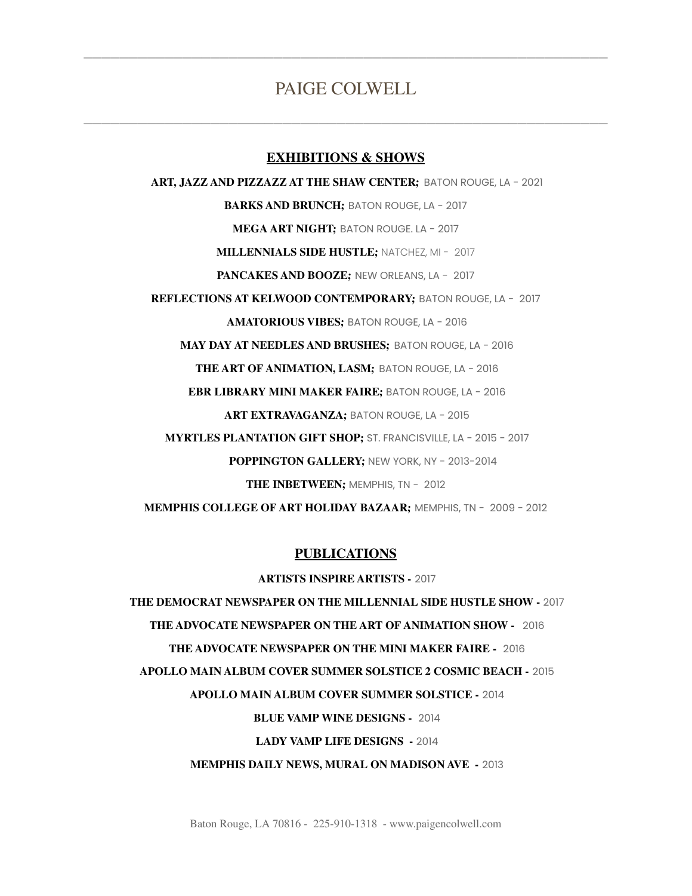# PAIGE COLWELL

## EXHIBITIONS & SHOWS

**ART, JAZZ AND PIZZAZZ AT THE SHAW CENTER;** BATON ROUGE, LA - 2021

**BARKS AND BRUNCH;** BATON ROUGE, LA - 2017

**MEGA ART NIGHT;** BATON ROUGE. LA - 2017

**MILLENNIALS SIDE HUSTLE;** NATCHEZ, MI - 2017

**PANCAKES AND BOOZE;** NEW ORLEANS, LA - 2017

**REFLECTIONS AT KELWOOD CONTEMPORARY;** BATON ROUGE, LA - 2017

**AMATORIOUS VIBES;** BATON ROUGE, LA - 2016

**MAY DAY AT NEEDLES AND BRUSHES;** BATON ROUGE, LA - 2016

**THE ART OF ANIMATION, LASM;** BATON ROUGE, LA - 2016

**EBR LIBRARY MINI MAKER FAIRE;** BATON ROUGE, LA - 2016

**ART EXTRAVAGANZA;** BATON ROUGE, LA - 2015

**MYRTLES PLANTATION GIFT SHOP;** ST. FRANCISVILLE, LA - 2015 - 2017

**POPPINGTON GALLERY;** NEW YORK, NY - 2013-2014

**THE INBETWEEN;** MEMPHIS, TN - 2012

**MEMPHIS COLLEGE OF ART HOLIDAY BAZAAR;** MEMPHIS, TN - 2009 - 2012

## PUBLICATIONS

**ARTISTS INSPIRE ARTISTS -** 2017

**THE DEMOCRAT NEWSPAPER ON THE MILLENNIAL SIDE HUSTLE SHOW -** 2017

**THE ADVOCATE NEWSPAPER ON THE ART OF ANIMATION SHOW -** 2016

**THE ADVOCATE NEWSPAPER ON THE MINI MAKER FAIRE -** 2016

**APOLLO MAIN ALBUM COVER SUMMER SOLSTICE 2 COSMIC BEACH -** 2015

**APOLLO MAIN ALBUM COVER SUMMER SOLSTICE -** 2014

**BLUE VAMP WINE DESIGNS -** 2014

**LADY VAMP LIFE DESIGNS -** 2014

**MEMPHIS DAILY NEWS, MURAL ON MADISON AVE -** 2013

Baton Rouge, LA 70816 - 225-910-1318 - www.paigencolwell.com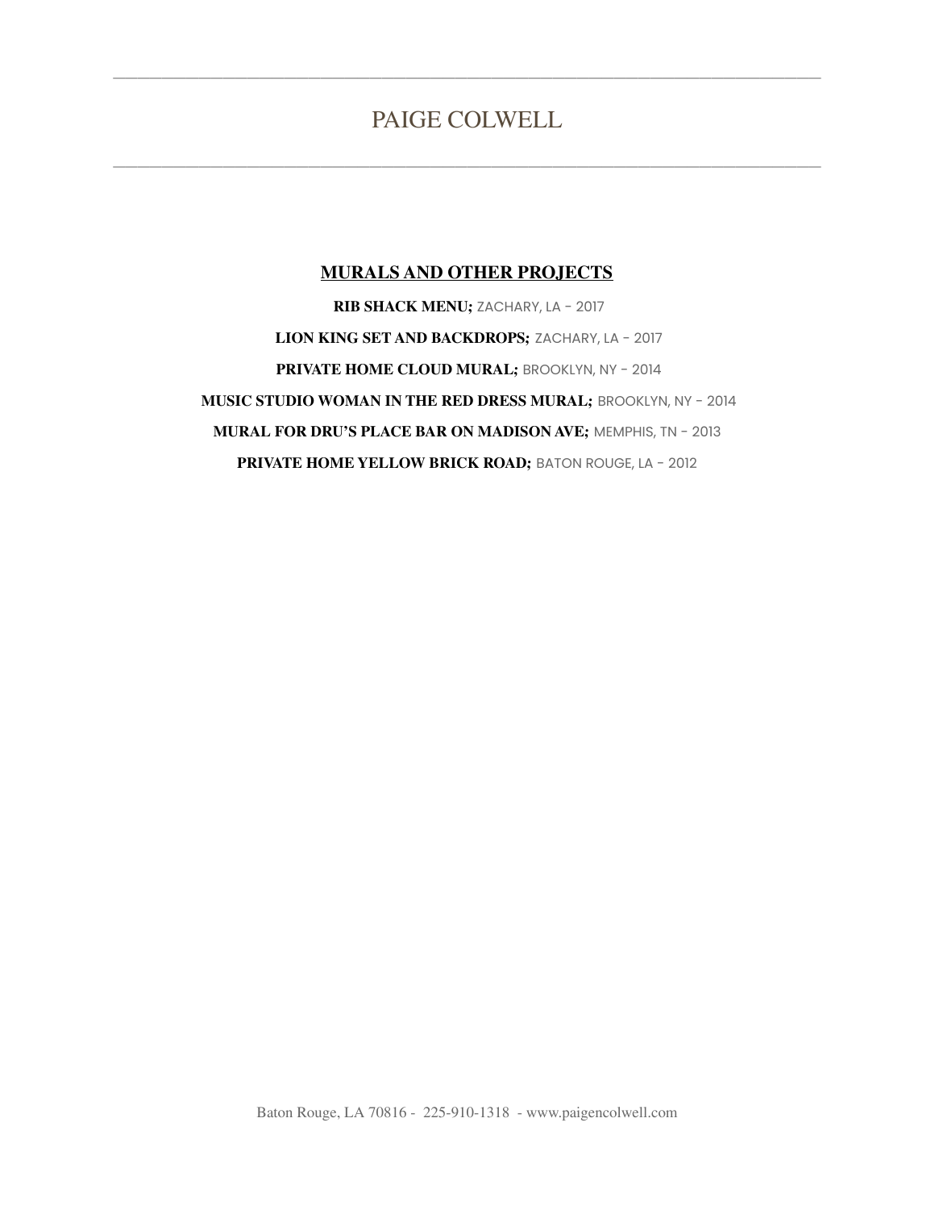# PAIGE COLWELL

## MURALS AND OTHER PROJECTS

**RIB SHACK MENU;** ZACHARY, LA - 2017

**LION KING SET AND BACKDROPS;** ZACHARY, LA - 2017

**PRIVATE HOME CLOUD MURAL;** BROOKLYN, NY - 2014

**MUSIC STUDIO WOMAN IN THE RED DRESS MURAL;** BROOKLYN, NY - 2014

**MURAL FOR DRU'S PLACE BAR ON MADISON AVE;** MEMPHIS, TN - 2013

**PRIVATE HOME YELLOW BRICK ROAD;** BATON ROUGE, LA - 2012

Baton Rouge, LA 70816 - 225-910-1318 - www.paigencolwell.com